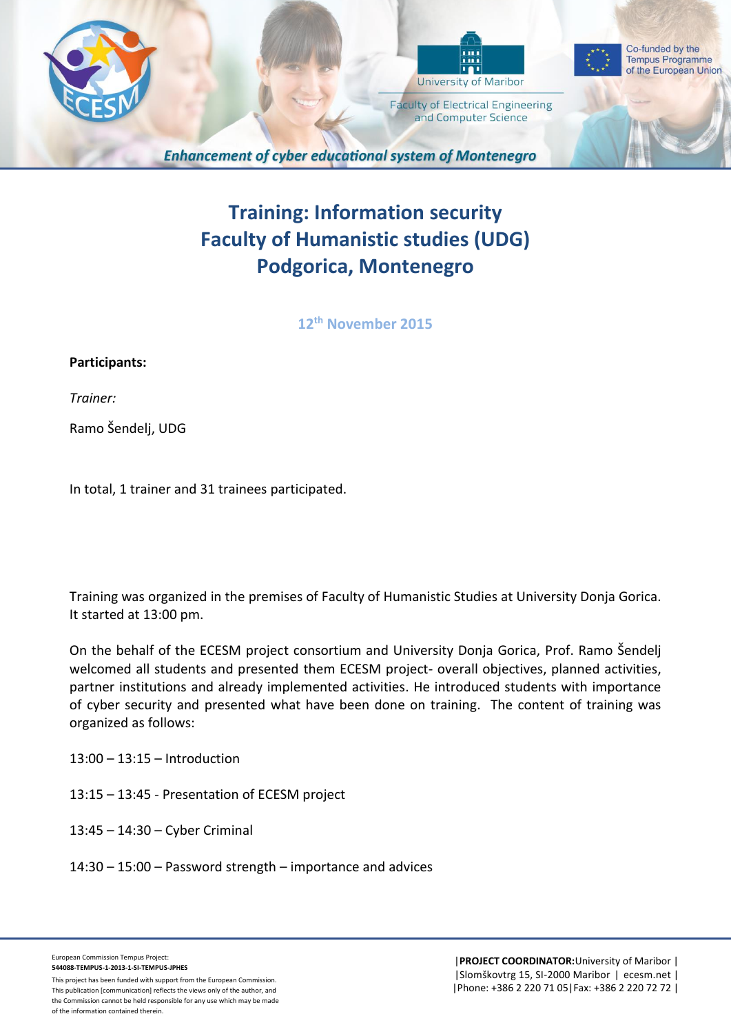# Training: Information security
# Faculty of Humanistic studies (UDG)
# Podgorica, Montenegro

12th November 2015

**Participants:**

*Trainer:*

Ramo Šendelj, UDG

In total, 1 trainer and 31 trainees participated.

Training was organized in the premises of Faculty of Humanistic Studies at University Donja Gorica. It started at 13:00 pm.

On the behalf of the ECESM project consortium and University Donja Gorica, Prof. Ramo Šendelj welcomed all students and presented them ECESM project- overall objectives, planned activities, partner institutions and already implemented activities. He introduced students with importance of cyber security and presented what have been done on training. The content of training was organized as follows:

13:00 – 13:15 – Introduction

13:15 – 13:45 - Presentation of ECESM project

13:45 – 14:30 – Cyber Criminal

14:30 – 15:00 – Password strength – importance and advices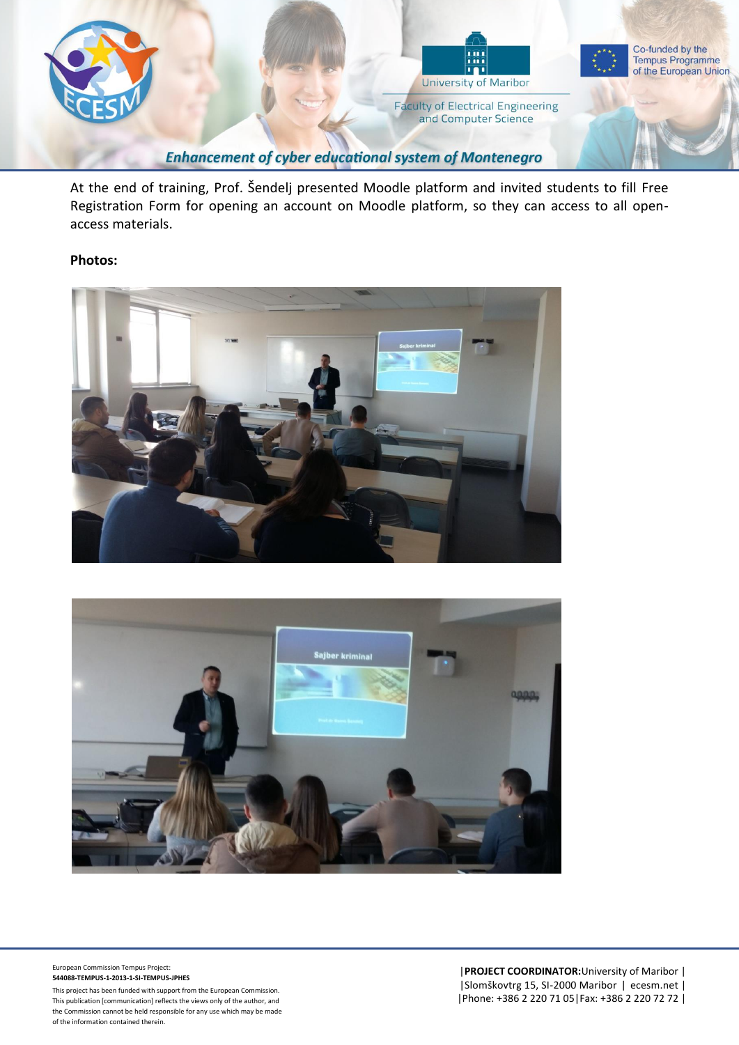At the end of training, Prof. Šendelj presented Moodle platform and invited students to fill Free Registration Form for opening an account on Moodle platform, so they can access to all open-access materials.

**Photos:**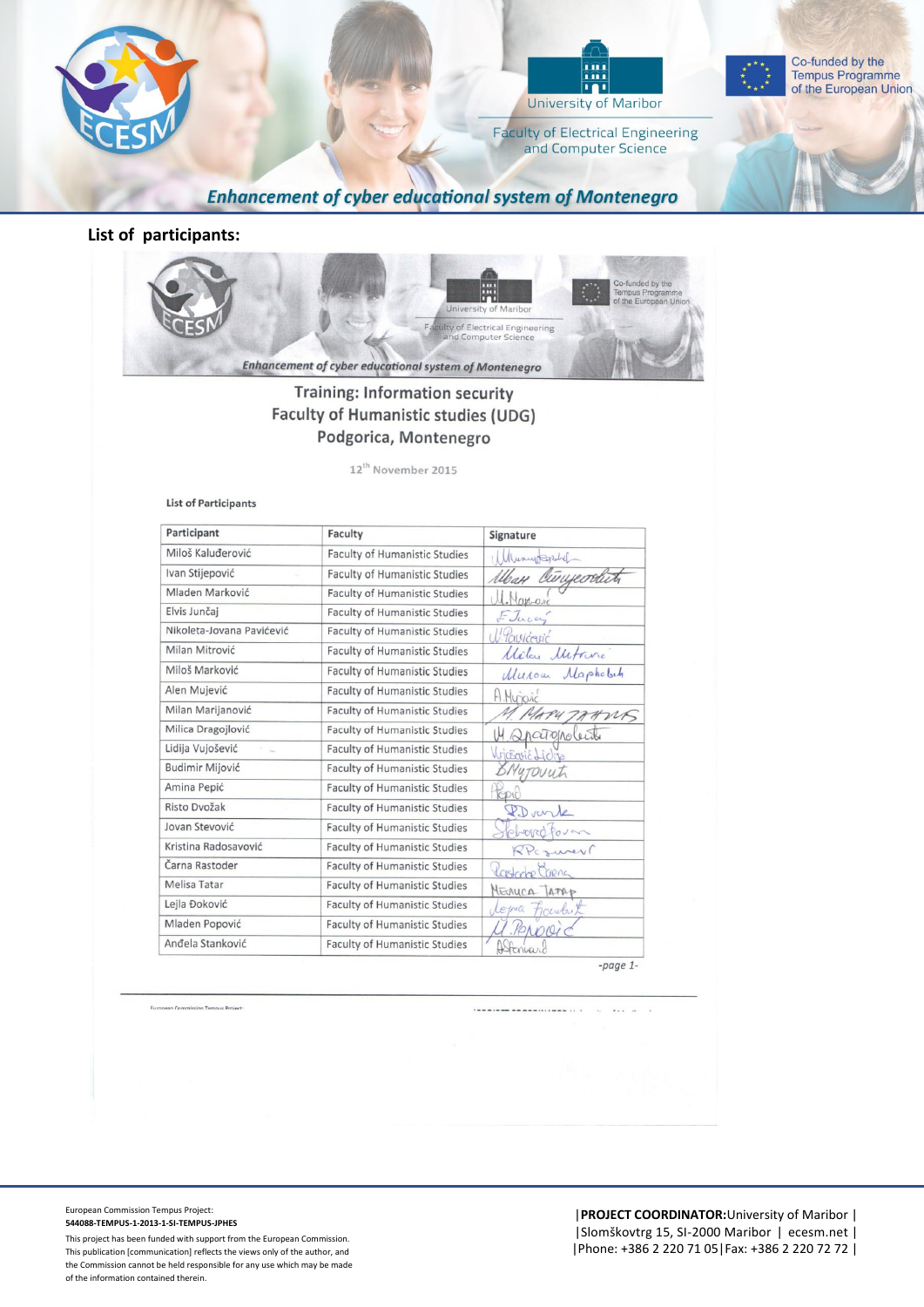## List of participants:

### Training: Information security
### Faculty of Humanistic studies (UDG)
### Podgorica, Montenegro

12th November 2015

List of Participants

| Participant | Faculty | Signature |
|---|---|---|
| Miloš Kaluđerović | Faculty of Humanistic Studies | |
| Ivan Stijepović | Faculty of Humanistic Studies | |
| Mladen Marković | Faculty of Humanistic Studies | |
| Elvis Junčaj | Faculty of Humanistic Studies | |
| Nikoleta-Jovana Pavićević | Faculty of Humanistic Studies | |
| Milan Mitrović | Faculty of Humanistic Studies | |
| Miloš Marković | Faculty of Humanistic Studies | |
| Alen Mujević | Faculty of Humanistic Studies | |
| Milan Marijanović | Faculty of Humanistic Studies | |
| Milica Dragojlović | Faculty of Humanistic Studies | |
| Lidija Vujošević | Faculty of Humanistic Studies | |
| Budimir Mijović | Faculty of Humanistic Studies | |
| Amina Pepić | Faculty of Humanistic Studies | |
| Risto Dvožak | Faculty of Humanistic Studies | |
| Jovan Stevović | Faculty of Humanistic Studies | |
| Kristina Radosavović | Faculty of Humanistic Studies | |
| Čarna Rastoder | Faculty of Humanistic Studies | |
| Melisa Tatar | Faculty of Humanistic Studies | |
| Lejla Đoković | Faculty of Humanistic Studies | |
| Mladen Popović | Faculty of Humanistic Studies | |
| Anđela Stanković | Faculty of Humanistic Studies | |

-page 1-

European Commission Tempus Project:
**544088-TEMPUS-1-2013-1-SI-TEMPUS-JPHES**
This project has been funded with support from the European Commission. This publication [communication] reflects the views only of the author, and the Commission cannot be held responsible for any use which may be made of the information contained therein.

|**PROJECT COORDINATOR:** University of Maribor | |Slomškovtrg 15, SI-2000 Maribor | ecesm.net | |Phone: +386 2 220 71 05|Fax: +386 2 220 72 72 |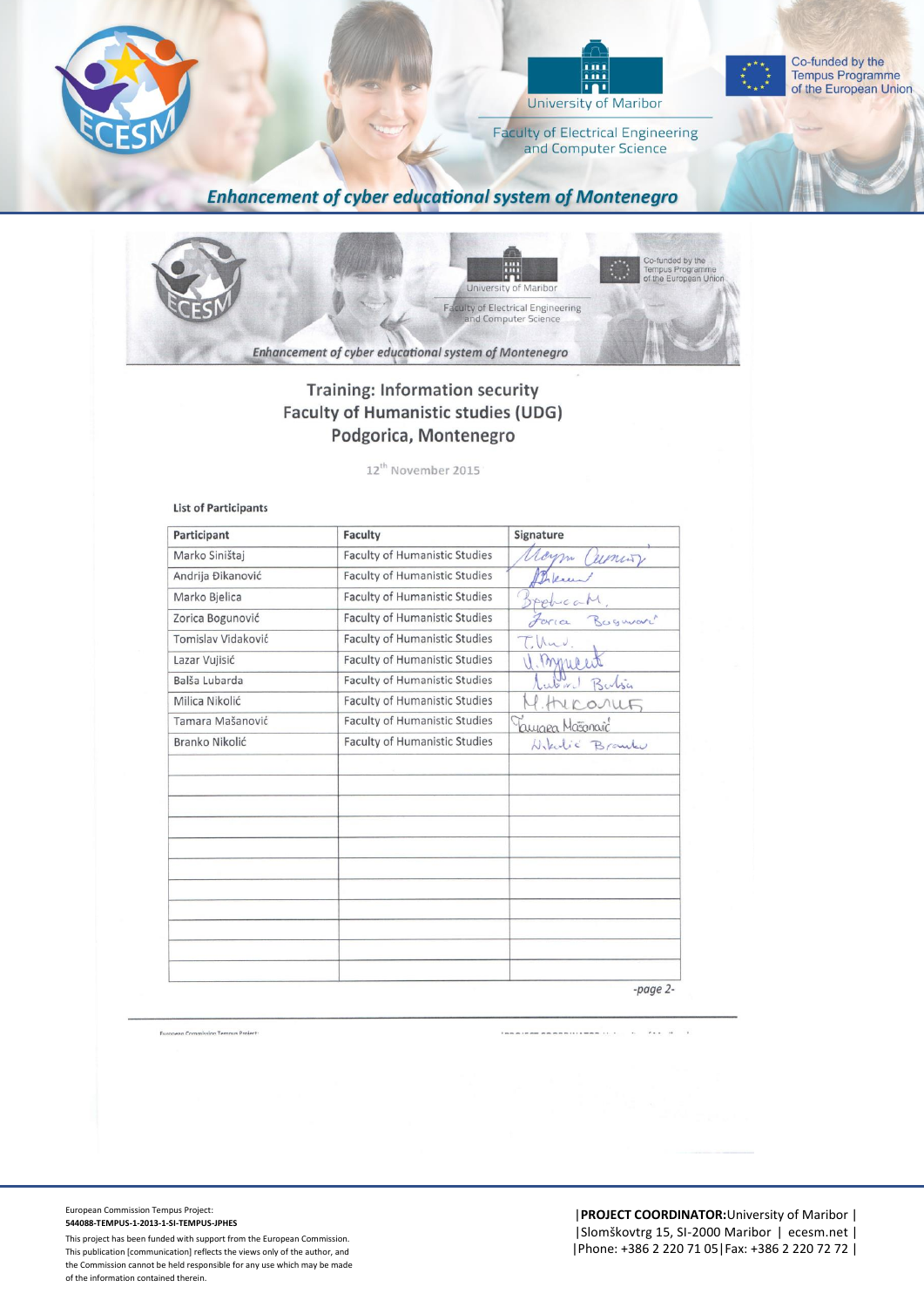## Training: Information security
## Faculty of Humanistic studies (UDG)
## Podgorica, Montenegro

12th November 2015

**List of Participants**

| Participant | Faculty | Signature |
|---|---|---|
| Marko Siništaj | Faculty of Humanistic Studies | Марко Сиништај |
| Andrija Đikanović | Faculty of Humanistic Studies | Đikanović |
| Marko Bjelica | Faculty of Humanistic Studies | Бјелица М. |
| Zorica Bogunović | Faculty of Humanistic Studies | Zorica Bogunović |
| Tomislav Vidaković | Faculty of Humanistic Studies | T.V. |
| Lazar Vujisić | Faculty of Humanistic Studies | V. Вујисић |
| Balša Lubarda | Faculty of Humanistic Studies | Lubarda Balša |
| Milica Nikolić | Faculty of Humanistic Studies | M. Николић |
| Tamara Mašanović | Faculty of Humanistic Studies | Tamara Mašanović |
| Branko Nikolić | Faculty of Humanistic Studies | Nikolić Branko |
| | | |
| | | |
| | | |
| | | |
| | | |
| | | |
| | | |
| | | |
| | | |
| | | |
| | | |

European Commission Tempus Project:
**544088-TEMPUS-1-2013-1-SI-TEMPUS-JPHES**

This project has been funded with support from the European Commission. This publication [communication] reflects the views only of the author, and the Commission cannot be held responsible for any use which may be made of the information contained therein.

|**PROJECT COORDINATOR:** University of Maribor | |Slomškovtrg 15, SI-2000 Maribor | ecesm.net | |Phone: +386 2 220 71 05|Fax: +386 2 220 72 72 |